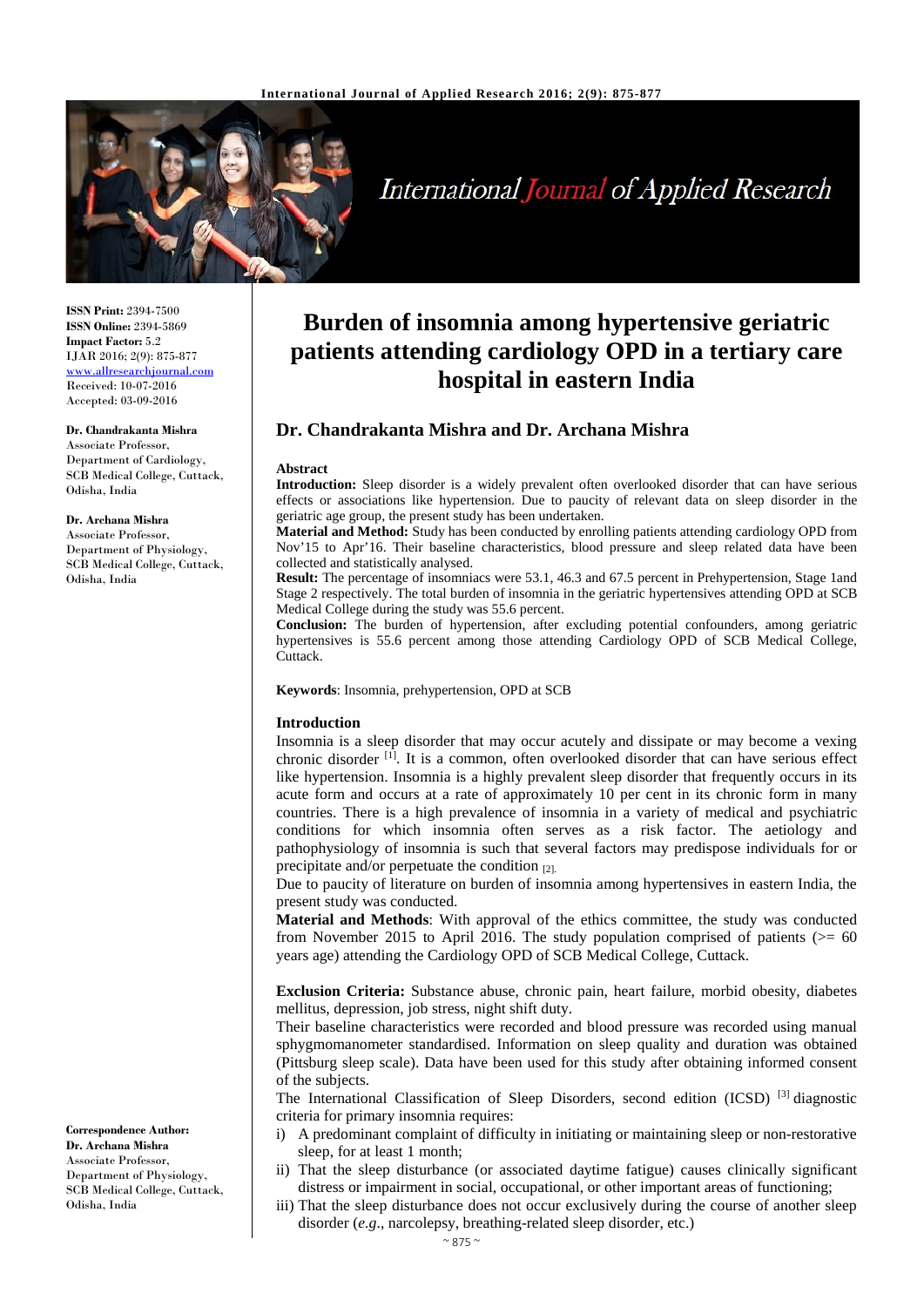**ISSN Print:** 2394-7500
**ISSN Online:** 2394-5869
**Impact Factor:** 5.2
IJAR 2016; 2(9): 875-877
www.allresearchjournal.com
Received: 10-07-2016
Accepted: 03-09-2016

**Dr. Chandrakanta Mishra**
Associate Professor, Department of Cardiology, SCB Medical College, Cuttack, Odisha, India

**Dr. Archana Mishra**
Associate Professor, Department of Physiology, SCB Medical College, Cuttack, Odisha, India

**Correspondence Author:**
**Dr. Archana Mishra**
Associate Professor, Department of Physiology, SCB Medical College, Cuttack, Odisha, India

# Burden of insomnia among hypertensive geriatric patients attending cardiology OPD in a tertiary care hospital in eastern India

## Dr. Chandrakanta Mishra and Dr. Archana Mishra

### Abstract

**Introduction:** Sleep disorder is a widely prevalent often overlooked disorder that can have serious effects or associations like hypertension. Due to paucity of relevant data on sleep disorder in the geriatric age group, the present study has been undertaken.

**Material and Method:** Study has been conducted by enrolling patients attending cardiology OPD from Nov'15 to Apr'16. Their baseline characteristics, blood pressure and sleep related data have been collected and statistically analysed.

**Result:** The percentage of insomniacs were 53.1, 46.3 and 67.5 percent in Prehypertension, Stage 1and Stage 2 respectively. The total burden of insomnia in the geriatric hypertensives attending OPD at SCB Medical College during the study was 55.6 percent.

**Conclusion:** The burden of hypertension, after excluding potential confounders, among geriatric hypertensives is 55.6 percent among those attending Cardiology OPD of SCB Medical College, Cuttack.

**Keywords**: Insomnia, prehypertension, OPD at SCB

### Introduction

Insomnia is a sleep disorder that may occur acutely and dissipate or may become a vexing chronic disorder [1]. It is a common, often overlooked disorder that can have serious effect like hypertension. Insomnia is a highly prevalent sleep disorder that frequently occurs in its acute form and occurs at a rate of approximately 10 per cent in its chronic form in many countries. There is a high prevalence of insomnia in a variety of medical and psychiatric conditions for which insomnia often serves as a risk factor. The aetiology and pathophysiology of insomnia is such that several factors may predispose individuals for or precipitate and/or perpetuate the condition [2].

Due to paucity of literature on burden of insomnia among hypertensives in eastern India, the present study was conducted.

**Material and Methods**: With approval of the ethics committee, the study was conducted from November 2015 to April 2016. The study population comprised of patients (>= 60 years age) attending the Cardiology OPD of SCB Medical College, Cuttack.

**Exclusion Criteria:** Substance abuse, chronic pain, heart failure, morbid obesity, diabetes mellitus, depression, job stress, night shift duty.

Their baseline characteristics were recorded and blood pressure was recorded using manual sphygmomanometer standardised. Information on sleep quality and duration was obtained (Pittsburg sleep scale). Data have been used for this study after obtaining informed consent of the subjects.

The International Classification of Sleep Disorders, second edition (ICSD) [3] diagnostic criteria for primary insomnia requires:

i) A predominant complaint of difficulty in initiating or maintaining sleep or non-restorative sleep, for at least 1 month;
ii) That the sleep disturbance (or associated daytime fatigue) causes clinically significant distress or impairment in social, occupational, or other important areas of functioning;
iii) That the sleep disturbance does not occur exclusively during the course of another sleep disorder (*e.g*., narcolepsy, breathing-related sleep disorder, etc.)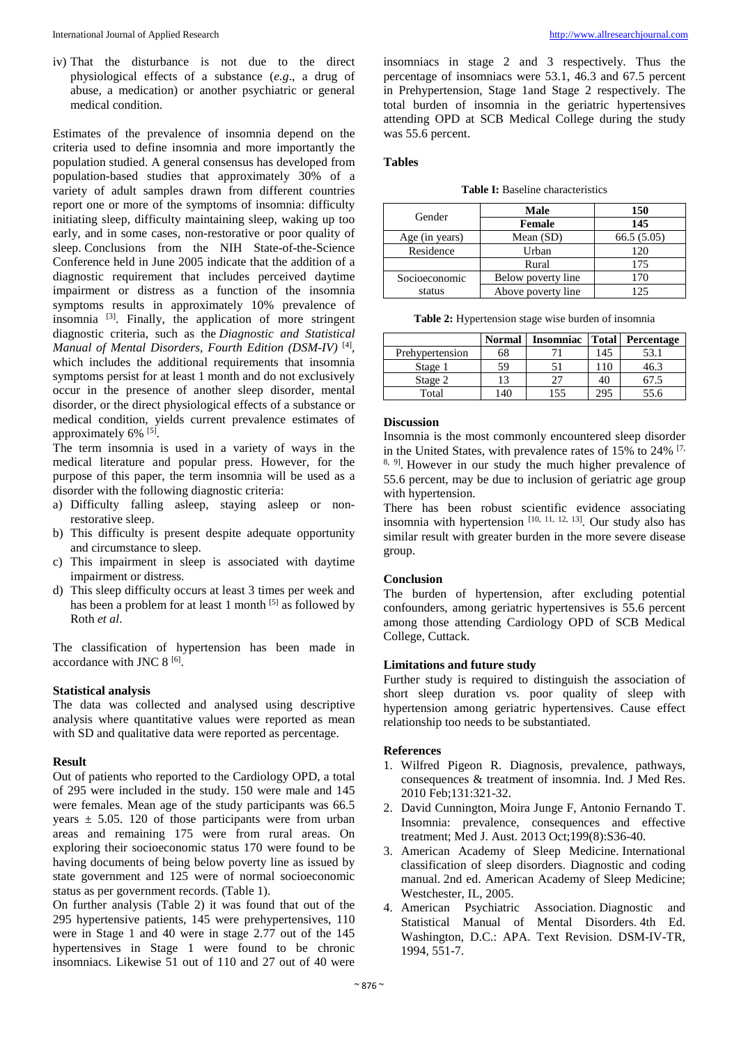iv) That the disturbance is not due to the direct physiological effects of a substance (*e.g*., a drug of abuse, a medication) or another psychiatric or general medical condition.

Estimates of the prevalence of insomnia depend on the criteria used to define insomnia and more importantly the population studied. A general consensus has developed from population-based studies that approximately 30% of a variety of adult samples drawn from different countries report one or more of the symptoms of insomnia: difficulty initiating sleep, difficulty maintaining sleep, waking up too early, and in some cases, non-restorative or poor quality of sleep. Conclusions from the NIH State-of-the-Science Conference held in June 2005 indicate that the addition of a diagnostic requirement that includes perceived daytime impairment or distress as a function of the insomnia symptoms results in approximately 10% prevalence of insomnia [3]. Finally, the application of more stringent diagnostic criteria, such as the *Diagnostic and Statistical Manual of Mental Disorders, Fourth Edition (DSM-IV)* [4], which includes the additional requirements that insomnia symptoms persist for at least 1 month and do not exclusively occur in the presence of another sleep disorder, mental disorder, or the direct physiological effects of a substance or medical condition, yields current prevalence estimates of approximately 6% [5].

The term insomnia is used in a variety of ways in the medical literature and popular press. However, for the purpose of this paper, the term insomnia will be used as a disorder with the following diagnostic criteria:

a) Difficulty falling asleep, staying asleep or non-restorative sleep.
b) This difficulty is present despite adequate opportunity and circumstance to sleep.
c) This impairment in sleep is associated with daytime impairment or distress.
d) This sleep difficulty occurs at least 3 times per week and has been a problem for at least 1 month [5] as followed by Roth *et al*.

The classification of hypertension has been made in accordance with JNC 8 [6].

### Statistical analysis

The data was collected and analysed using descriptive analysis where quantitative values were reported as mean with SD and qualitative data were reported as percentage.

### Result

Out of patients who reported to the Cardiology OPD, a total of 295 were included in the study. 150 were male and 145 were females. Mean age of the study participants was 66.5 years ± 5.05. 120 of those participants were from urban areas and remaining 175 were from rural areas. On exploring their socioeconomic status 170 were found to be having documents of being below poverty line as issued by state government and 125 were of normal socioeconomic status as per government records. (Table 1).

On further analysis (Table 2) it was found that out of the 295 hypertensive patients, 145 were prehypertensives, 110 were in Stage 1 and 40 were in stage 2.77 out of the 145 hypertensives in Stage 1 were found to be chronic insomniacs. Likewise 51 out of 110 and 27 out of 40 were insomniacs in stage 2 and 3 respectively. Thus the percentage of insomniacs were 53.1, 46.3 and 67.5 percent in Prehypertension, Stage 1and Stage 2 respectively. The total burden of insomnia in the geriatric hypertensives attending OPD at SCB Medical College during the study was 55.6 percent.

### Tables

**Table I:** Baseline characteristics

| Gender | **Male** | **150** |
|---|---|---|
| | **Female** | **145** |
| Age (in years) | Mean (SD) | 66.5 (5.05) |
| Residence | Urban | 120 |
| | Rural | 175 |
| Socioeconomic status | Below poverty line | 170 |
| | Above poverty line | 125 |

**Table 2:** Hypertension stage wise burden of insomnia

| | Normal | Insomniac | Total | Percentage |
|---|---|---|---|---|
| Prehypertension | 68 | 71 | 145 | 53.1 |
| Stage 1 | 59 | 51 | 110 | 46.3 |
| Stage 2 | 13 | 27 | 40 | 67.5 |
| Total | 140 | 155 | 295 | 55.6 |

### Discussion

Insomnia is the most commonly encountered sleep disorder in the United States, with prevalence rates of 15% to 24% [7, 8, 9]. However in our study the much higher prevalence of 55.6 percent, may be due to inclusion of geriatric age group with hypertension.

There has been robust scientific evidence associating insomnia with hypertension [10, 11, 12, 13]. Our study also has similar result with greater burden in the more severe disease group.

### Conclusion

The burden of hypertension, after excluding potential confounders, among geriatric hypertensives is 55.6 percent among those attending Cardiology OPD of SCB Medical College, Cuttack.

### Limitations and future study

Further study is required to distinguish the association of short sleep duration vs. poor quality of sleep with hypertension among geriatric hypertensives. Cause effect relationship too needs to be substantiated.

### References

1. Wilfred Pigeon R. Diagnosis, prevalence, pathways, consequences & treatment of insomnia. Ind. J Med Res. 2010 Feb;131:321-32.
2. David Cunnington, Moira Junge F, Antonio Fernando T. Insomnia: prevalence, consequences and effective treatment; Med J. Aust. 2013 Oct;199(8):S36-40.
3. American Academy of Sleep Medicine. International classification of sleep disorders. Diagnostic and coding manual. 2nd ed. American Academy of Sleep Medicine; Westchester, IL, 2005.
4. American Psychiatric Association. Diagnostic and Statistical Manual of Mental Disorders. 4th Ed. Washington, D.C.: APA. Text Revision. DSM-IV-TR, 1994, 551-7.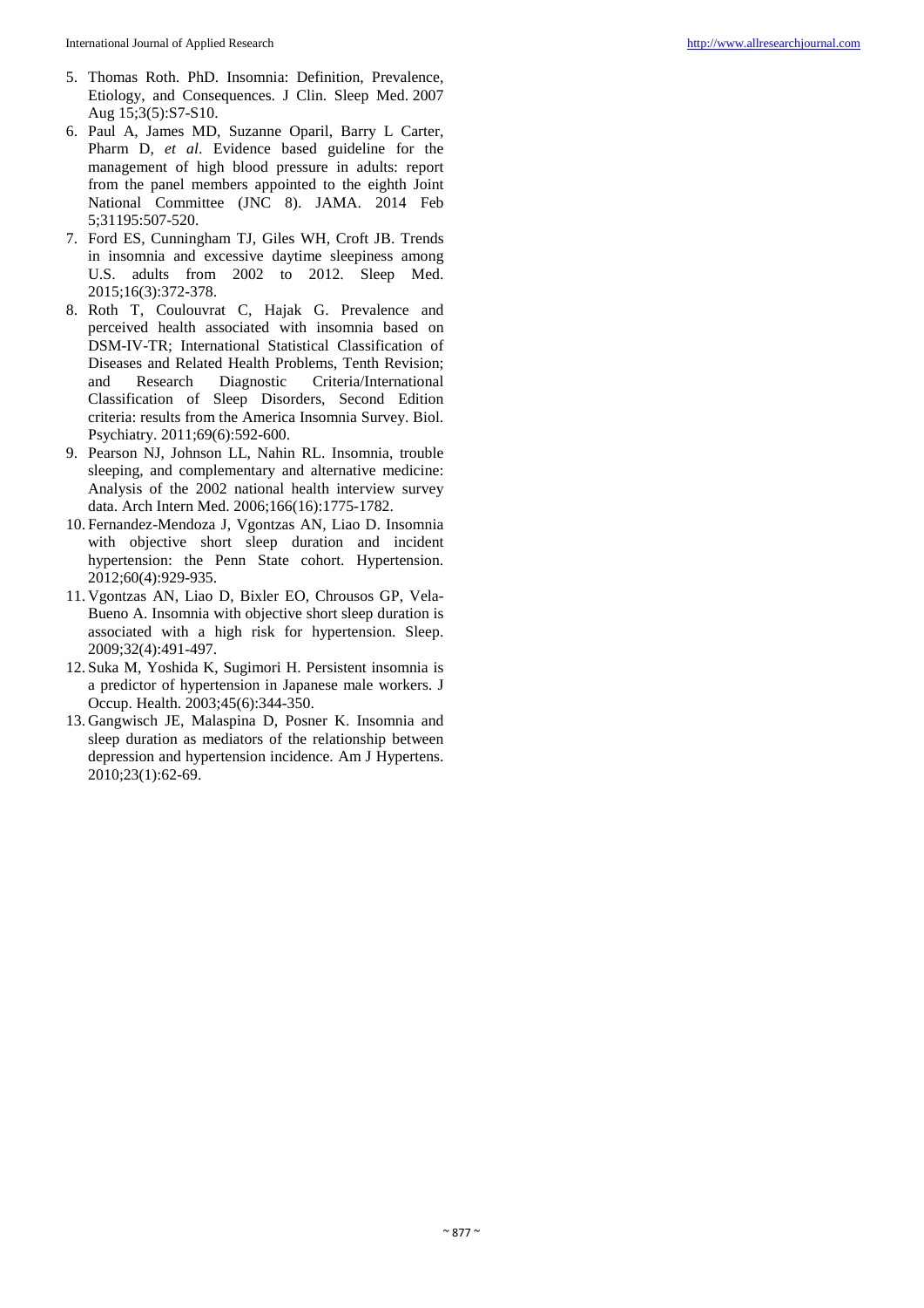5. Thomas Roth. PhD. Insomnia: Definition, Prevalence, Etiology, and Consequences. J Clin. Sleep Med. 2007 Aug 15;3(5):S7-S10.
6. Paul A, James MD, Suzanne Oparil, Barry L Carter, Pharm D, *et al*. Evidence based guideline for the management of high blood pressure in adults: report from the panel members appointed to the eighth Joint National Committee (JNC 8). JAMA. 2014 Feb 5;31195:507-520.
7. Ford ES, Cunningham TJ, Giles WH, Croft JB. Trends in insomnia and excessive daytime sleepiness among U.S. adults from 2002 to 2012. Sleep Med. 2015;16(3):372-378.
8. Roth T, Coulouvrat C, Hajak G. Prevalence and perceived health associated with insomnia based on DSM-IV-TR; International Statistical Classification of Diseases and Related Health Problems, Tenth Revision; and Research Diagnostic Criteria/International Classification of Sleep Disorders, Second Edition criteria: results from the America Insomnia Survey. Biol. Psychiatry. 2011;69(6):592-600.
9. Pearson NJ, Johnson LL, Nahin RL. Insomnia, trouble sleeping, and complementary and alternative medicine: Analysis of the 2002 national health interview survey data. Arch Intern Med. 2006;166(16):1775-1782.
10. Fernandez-Mendoza J, Vgontzas AN, Liao D. Insomnia with objective short sleep duration and incident hypertension: the Penn State cohort. Hypertension. 2012;60(4):929-935.
11. Vgontzas AN, Liao D, Bixler EO, Chrousos GP, Vela-Bueno A. Insomnia with objective short sleep duration is associated with a high risk for hypertension. Sleep. 2009;32(4):491-497.
12. Suka M, Yoshida K, Sugimori H. Persistent insomnia is a predictor of hypertension in Japanese male workers. J Occup. Health. 2003;45(6):344-350.
13. Gangwisch JE, Malaspina D, Posner K. Insomnia and sleep duration as mediators of the relationship between depression and hypertension incidence. Am J Hypertens. 2010;23(1):62-69.